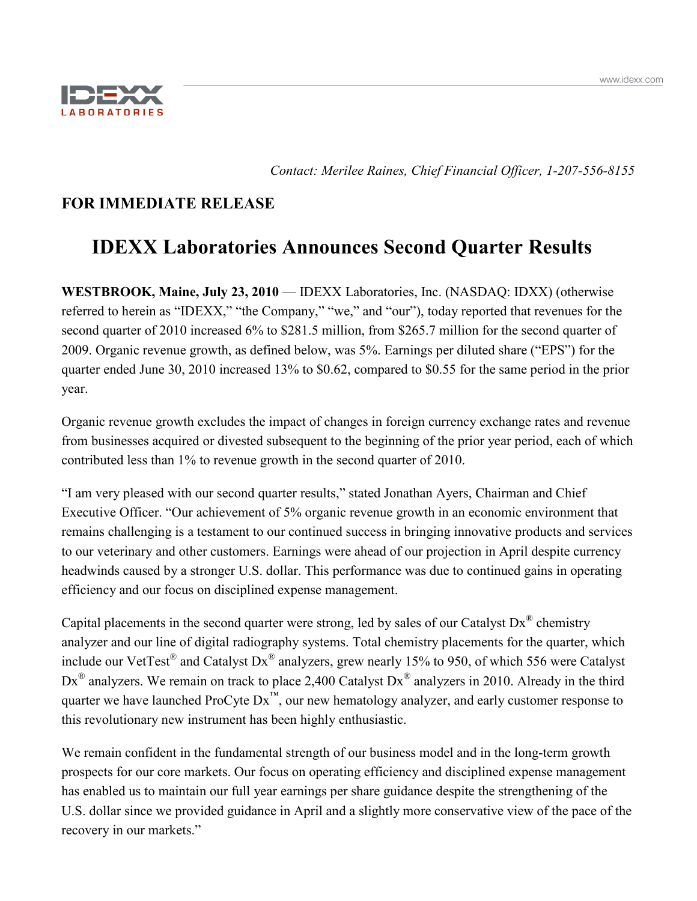*Contact: Merilee Raines, Chief Financial Officer, 1-207-556-8155*

**FOR IMMEDIATE RELEASE**

# IDEXX Laboratories Announces Second Quarter Results

**WESTBROOK, Maine, July 23, 2010** — IDEXX Laboratories, Inc. (NASDAQ: IDXX) (otherwise referred to herein as "IDEXX," "the Company," "we," and "our"), today reported that revenues for the second quarter of 2010 increased 6% to $281.5 million, from $265.7 million for the second quarter of 2009. Organic revenue growth, as defined below, was 5%. Earnings per diluted share ("EPS") for the quarter ended June 30, 2010 increased 13% to $0.62, compared to $0.55 for the same period in the prior year.

Organic revenue growth excludes the impact of changes in foreign currency exchange rates and revenue from businesses acquired or divested subsequent to the beginning of the prior year period, each of which contributed less than 1% to revenue growth in the second quarter of 2010.

"I am very pleased with our second quarter results," stated Jonathan Ayers, Chairman and Chief Executive Officer. "Our achievement of 5% organic revenue growth in an economic environment that remains challenging is a testament to our continued success in bringing innovative products and services to our veterinary and other customers. Earnings were ahead of our projection in April despite currency headwinds caused by a stronger U.S. dollar. This performance was due to continued gains in operating efficiency and our focus on disciplined expense management.

Capital placements in the second quarter were strong, led by sales of our Catalyst Dx® chemistry analyzer and our line of digital radiography systems. Total chemistry placements for the quarter, which include our VetTest® and Catalyst Dx® analyzers, grew nearly 15% to 950, of which 556 were Catalyst Dx® analyzers. We remain on track to place 2,400 Catalyst Dx® analyzers in 2010. Already in the third quarter we have launched ProCyte Dx™, our new hematology analyzer, and early customer response to this revolutionary new instrument has been highly enthusiastic.

We remain confident in the fundamental strength of our business model and in the long-term growth prospects for our core markets. Our focus on operating efficiency and disciplined expense management has enabled us to maintain our full year earnings per share guidance despite the strengthening of the U.S. dollar since we provided guidance in April and a slightly more conservative view of the pace of the recovery in our markets."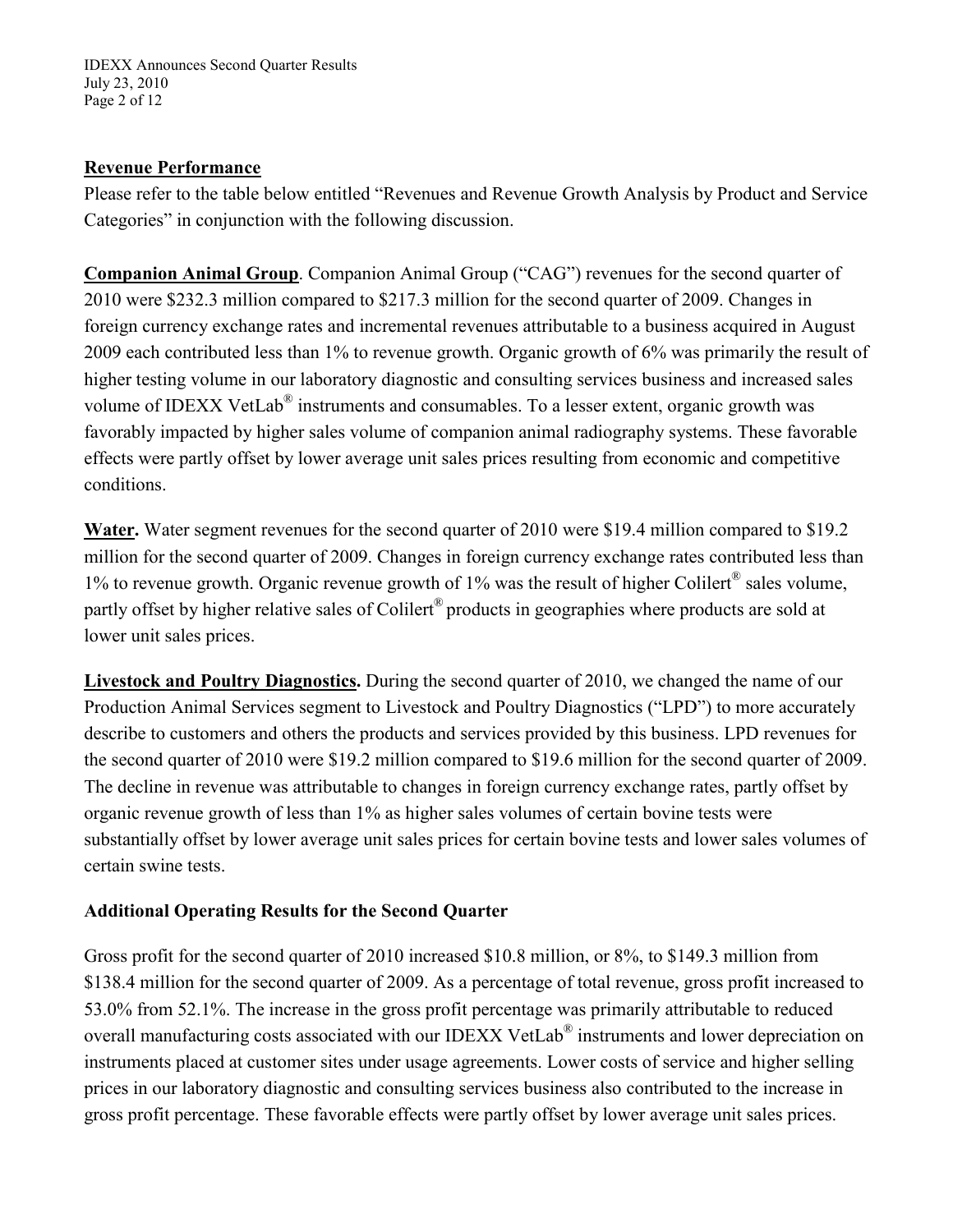## Revenue Performance

Please refer to the table below entitled "Revenues and Revenue Growth Analysis by Product and Service Categories" in conjunction with the following discussion.

**Companion Animal Group**. Companion Animal Group ("CAG") revenues for the second quarter of 2010 were $232.3 million compared to $217.3 million for the second quarter of 2009. Changes in foreign currency exchange rates and incremental revenues attributable to a business acquired in August 2009 each contributed less than 1% to revenue growth. Organic growth of 6% was primarily the result of higher testing volume in our laboratory diagnostic and consulting services business and increased sales volume of IDEXX VetLab® instruments and consumables. To a lesser extent, organic growth was favorably impacted by higher sales volume of companion animal radiography systems. These favorable effects were partly offset by lower average unit sales prices resulting from economic and competitive conditions.

**Water.** Water segment revenues for the second quarter of 2010 were $19.4 million compared to $19.2 million for the second quarter of 2009. Changes in foreign currency exchange rates contributed less than 1% to revenue growth. Organic revenue growth of 1% was the result of higher Colilert® sales volume, partly offset by higher relative sales of Colilert® products in geographies where products are sold at lower unit sales prices.

**Livestock and Poultry Diagnostics.** During the second quarter of 2010, we changed the name of our Production Animal Services segment to Livestock and Poultry Diagnostics ("LPD") to more accurately describe to customers and others the products and services provided by this business. LPD revenues for the second quarter of 2010 were $19.2 million compared to $19.6 million for the second quarter of 2009. The decline in revenue was attributable to changes in foreign currency exchange rates, partly offset by organic revenue growth of less than 1% as higher sales volumes of certain bovine tests were substantially offset by lower average unit sales prices for certain bovine tests and lower sales volumes of certain swine tests.

## Additional Operating Results for the Second Quarter

Gross profit for the second quarter of 2010 increased $10.8 million, or 8%, to $149.3 million from $138.4 million for the second quarter of 2009. As a percentage of total revenue, gross profit increased to 53.0% from 52.1%. The increase in the gross profit percentage was primarily attributable to reduced overall manufacturing costs associated with our IDEXX VetLab® instruments and lower depreciation on instruments placed at customer sites under usage agreements. Lower costs of service and higher selling prices in our laboratory diagnostic and consulting services business also contributed to the increase in gross profit percentage. These favorable effects were partly offset by lower average unit sales prices.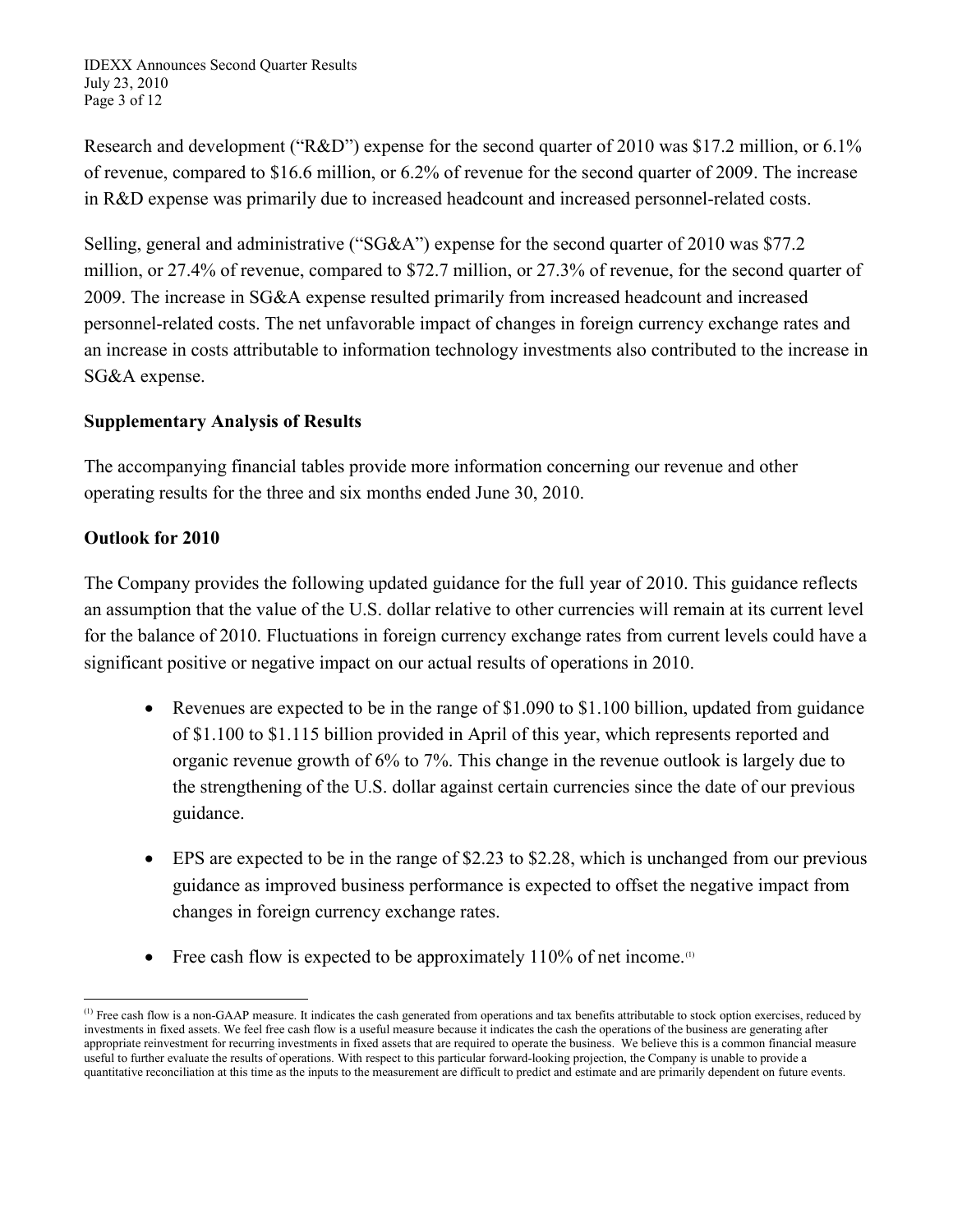Research and development ("R&D") expense for the second quarter of 2010 was $17.2 million, or 6.1% of revenue, compared to $16.6 million, or 6.2% of revenue for the second quarter of 2009. The increase in R&D expense was primarily due to increased headcount and increased personnel-related costs.

Selling, general and administrative ("SG&A") expense for the second quarter of 2010 was $77.2 million, or 27.4% of revenue, compared to $72.7 million, or 27.3% of revenue, for the second quarter of 2009. The increase in SG&A expense resulted primarily from increased headcount and increased personnel-related costs. The net unfavorable impact of changes in foreign currency exchange rates and an increase in costs attributable to information technology investments also contributed to the increase in SG&A expense.

**Supplementary Analysis of Results**

The accompanying financial tables provide more information concerning our revenue and other operating results for the three and six months ended June 30, 2010.

**Outlook for 2010**

The Company provides the following updated guidance for the full year of 2010. This guidance reflects an assumption that the value of the U.S. dollar relative to other currencies will remain at its current level for the balance of 2010. Fluctuations in foreign currency exchange rates from current levels could have a significant positive or negative impact on our actual results of operations in 2010.

- Revenues are expected to be in the range of $1.090 to $1.100 billion, updated from guidance of $1.100 to $1.115 billion provided in April of this year, which represents reported and organic revenue growth of 6% to 7%. This change in the revenue outlook is largely due to the strengthening of the U.S. dollar against certain currencies since the date of our previous guidance.

- EPS are expected to be in the range of $2.23 to $2.28, which is unchanged from our previous guidance as improved business performance is expected to offset the negative impact from changes in foreign currency exchange rates.

- Free cash flow is expected to be approximately 110% of net income.[1]

---

[1] Free cash flow is a non-GAAP measure. It indicates the cash generated from operations and tax benefits attributable to stock option exercises, reduced by investments in fixed assets. We feel free cash flow is a useful measure because it indicates the cash the operations of the business are generating after appropriate reinvestment for recurring investments in fixed assets that are required to operate the business. We believe this is a common financial measure useful to further evaluate the results of operations. With respect to this particular forward-looking projection, the Company is unable to provide a quantitative reconciliation at this time as the inputs to the measurement are difficult to predict and estimate and are primarily dependent on future events.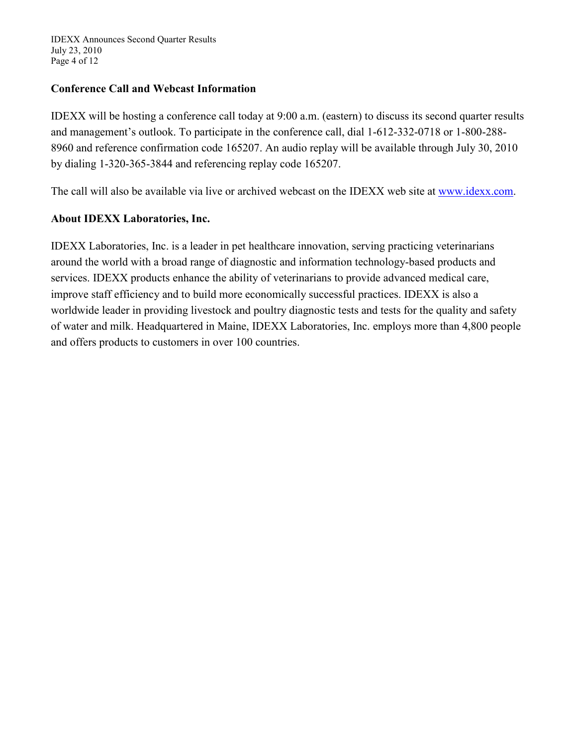## Conference Call and Webcast Information

IDEXX will be hosting a conference call today at 9:00 a.m. (eastern) to discuss its second quarter results and management's outlook. To participate in the conference call, dial 1-612-332-0718 or 1-800-288-8960 and reference confirmation code 165207. An audio replay will be available through July 30, 2010 by dialing 1-320-365-3844 and referencing replay code 165207.

The call will also be available via live or archived webcast on the IDEXX web site at www.idexx.com.

## About IDEXX Laboratories, Inc.

IDEXX Laboratories, Inc. is a leader in pet healthcare innovation, serving practicing veterinarians around the world with a broad range of diagnostic and information technology-based products and services. IDEXX products enhance the ability of veterinarians to provide advanced medical care, improve staff efficiency and to build more economically successful practices. IDEXX is also a worldwide leader in providing livestock and poultry diagnostic tests and tests for the quality and safety of water and milk. Headquartered in Maine, IDEXX Laboratories, Inc. employs more than 4,800 people and offers products to customers in over 100 countries.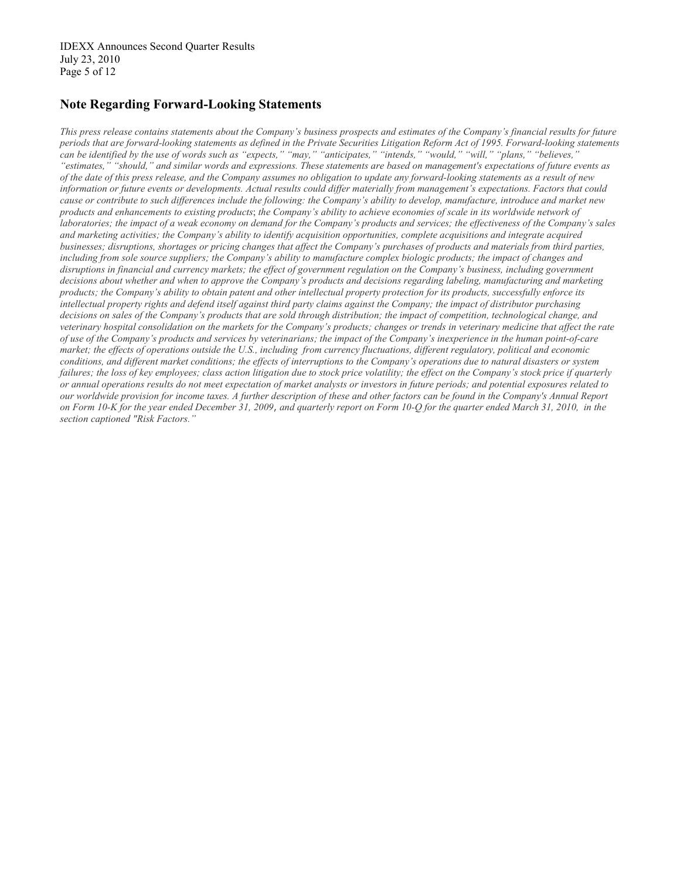## Note Regarding Forward-Looking Statements

*This press release contains statements about the Company's business prospects and estimates of the Company's financial results for future periods that are forward-looking statements as defined in the Private Securities Litigation Reform Act of 1995. Forward-looking statements can be identified by the use of words such as "expects," "may," "anticipates," "intends," "would," "will," "plans," "believes," "estimates," "should," and similar words and expressions. These statements are based on management's expectations of future events as of the date of this press release, and the Company assumes no obligation to update any forward-looking statements as a result of new information or future events or developments. Actual results could differ materially from management's expectations. Factors that could cause or contribute to such differences include the following: the Company's ability to develop, manufacture, introduce and market new products and enhancements to existing products; the Company's ability to achieve economies of scale in its worldwide network of laboratories; the impact of a weak economy on demand for the Company's products and services; the effectiveness of the Company's sales and marketing activities; the Company's ability to identify acquisition opportunities, complete acquisitions and integrate acquired businesses; disruptions, shortages or pricing changes that affect the Company's purchases of products and materials from third parties, including from sole source suppliers; the Company's ability to manufacture complex biologic products; the impact of changes and disruptions in financial and currency markets; the effect of government regulation on the Company's business, including government decisions about whether and when to approve the Company's products and decisions regarding labeling, manufacturing and marketing products; the Company's ability to obtain patent and other intellectual property protection for its products, successfully enforce its intellectual property rights and defend itself against third party claims against the Company; the impact of distributor purchasing decisions on sales of the Company's products that are sold through distribution; the impact of competition, technological change, and veterinary hospital consolidation on the markets for the Company's products; changes or trends in veterinary medicine that affect the rate of use of the Company's products and services by veterinarians; the impact of the Company's inexperience in the human point-of-care market; the effects of operations outside the U.S., including from currency fluctuations, different regulatory, political and economic conditions, and different market conditions; the effects of interruptions to the Company's operations due to natural disasters or system failures; the loss of key employees; class action litigation due to stock price volatility; the effect on the Company's stock price if quarterly or annual operations results do not meet expectation of market analysts or investors in future periods; and potential exposures related to our worldwide provision for income taxes. A further description of these and other factors can be found in the Company's Annual Report on Form 10-K for the year ended December 31, 2009, and quarterly report on Form 10-Q for the quarter ended March 31, 2010, in the section captioned "Risk Factors."*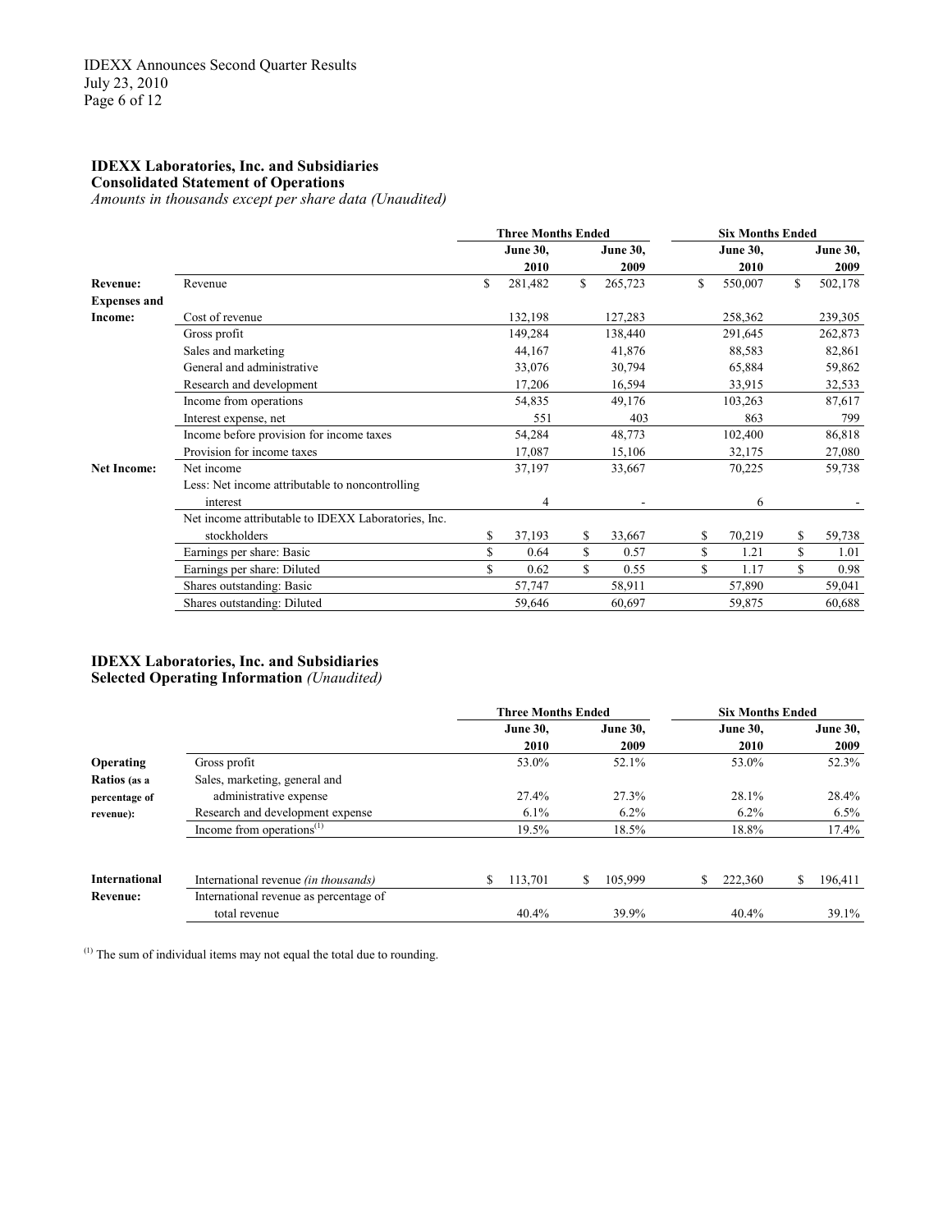**IDEXX Laboratories, Inc. and Subsidiaries**
**Consolidated Statement of Operations**
*Amounts in thousands except per share data (Unaudited)*

| | | Three Months Ended | | Six Months Ended | |
|---|---|---|---|---|---|
| | | June 30, 2010 | June 30, 2009 | June 30, 2010 | June 30, 2009 |
| **Revenue:** | Revenue | $ 281,482 | $ 265,723 | $ 550,007 | $ 502,178 |
| **Expenses and Income:** | Cost of revenue | 132,198 | 127,283 | 258,362 | 239,305 |
| | Gross profit | 149,284 | 138,440 | 291,645 | 262,873 |
| | Sales and marketing | 44,167 | 41,876 | 88,583 | 82,861 |
| | General and administrative | 33,076 | 30,794 | 65,884 | 59,862 |
| | Research and development | 17,206 | 16,594 | 33,915 | 32,533 |
| | Income from operations | 54,835 | 49,176 | 103,263 | 87,617 |
| | Interest expense, net | 551 | 403 | 863 | 799 |
| | Income before provision for income taxes | 54,284 | 48,773 | 102,400 | 86,818 |
| | Provision for income taxes | 17,087 | 15,106 | 32,175 | 27,080 |
| **Net Income:** | Net income | 37,197 | 33,667 | 70,225 | 59,738 |
| | Less: Net income attributable to noncontrolling interest | 4 | - | 6 | - |
| | Net income attributable to IDEXX Laboratories, Inc. stockholders | $ 37,193 | $ 33,667 | $ 70,219 | $ 59,738 |
| | Earnings per share: Basic | $ 0.64 | $ 0.57 | $ 1.21 | $ 1.01 |
| | Earnings per share: Diluted | $ 0.62 | $ 0.55 | $ 1.17 | $ 0.98 |
| | Shares outstanding: Basic | 57,747 | 58,911 | 57,890 | 59,041 |
| | Shares outstanding: Diluted | 59,646 | 60,697 | 59,875 | 60,688 |

**IDEXX Laboratories, Inc. and Subsidiaries**
**Selected Operating Information** *(Unaudited)*

| | | Three Months Ended | | Six Months Ended | |
|---|---|---|---|---|---|
| | | June 30, 2010 | June 30, 2009 | June 30, 2010 | June 30, 2009 |
| **Operating Ratios** (as a percentage of revenue): | Gross profit | 53.0% | 52.1% | 53.0% | 52.3% |
| | Sales, marketing, general and administrative expense | 27.4% | 27.3% | 28.1% | 28.4% |
| | Research and development expense | 6.1% | 6.2% | 6.2% | 6.5% |
| | Income from operations[1] | 19.5% | 18.5% | 18.8% | 17.4% |
| **International Revenue:** | International revenue *(in thousands)* | $ 113,701 | $ 105,999 | $ 222,360 | $ 196,411 |
| | International revenue as percentage of total revenue | 40.4% | 39.9% | 40.4% | 39.1% |

[1] The sum of individual items may not equal the total due to rounding.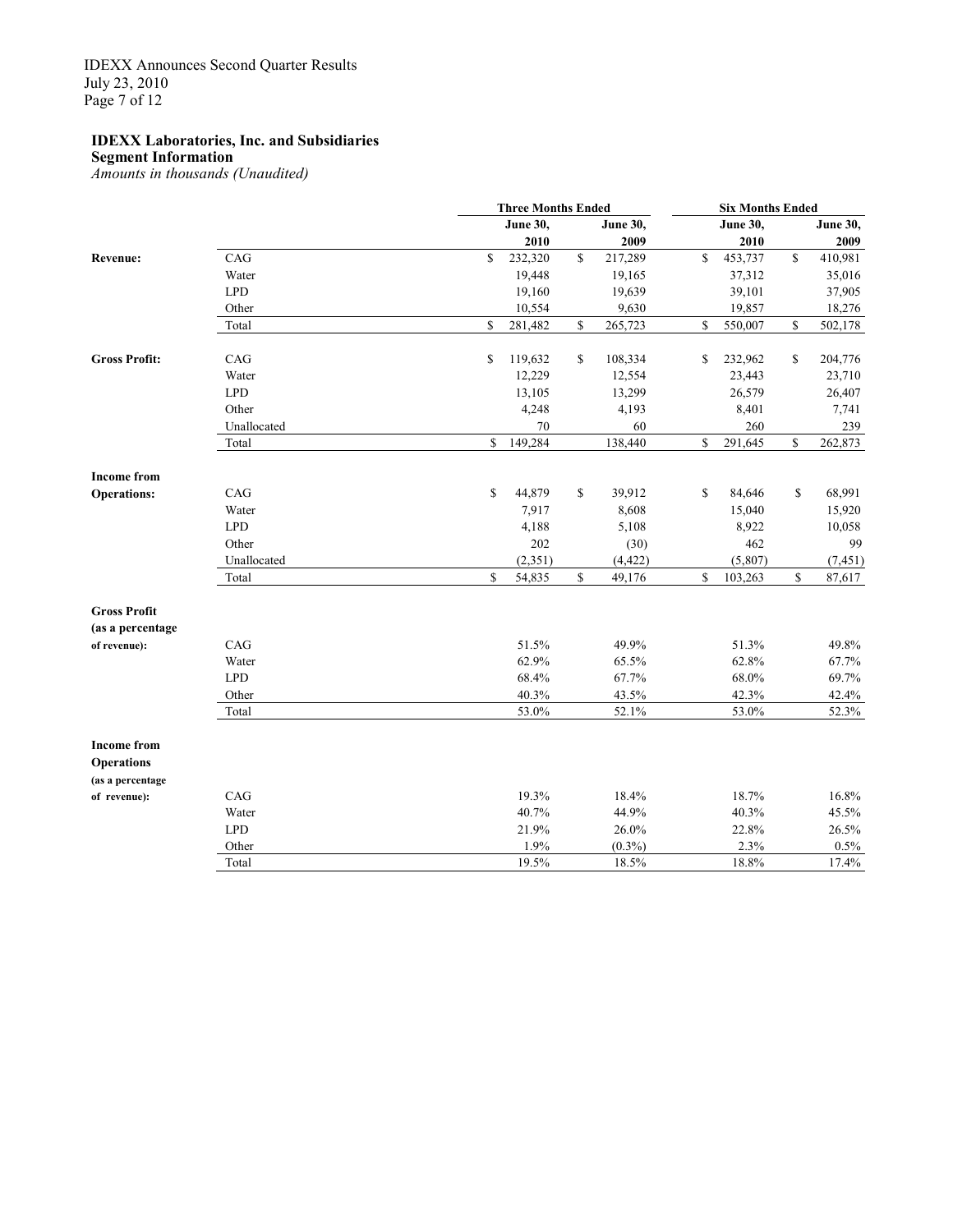**IDEXX Laboratories, Inc. and Subsidiaries**
**Segment Information**
*Amounts in thousands (Unaudited)*

| | | Three Months Ended | | Six Months Ended | |
|---|---|---|---|---|---|
| | | June 30, 2010 | June 30, 2009 | June 30, 2010 | June 30, 2009 |
| **Revenue:** | CAG | $ 232,320 | $ 217,289 | $ 453,737 | $ 410,981 |
| | Water | 19,448 | 19,165 | 37,312 | 35,016 |
| | LPD | 19,160 | 19,639 | 39,101 | 37,905 |
| | Other | 10,554 | 9,630 | 19,857 | 18,276 |
| | Total | $ 281,482 | $ 265,723 | $ 550,007 | $ 502,178 |
| **Gross Profit:** | CAG | $ 119,632 | $ 108,334 | $ 232,962 | $ 204,776 |
| | Water | 12,229 | 12,554 | 23,443 | 23,710 |
| | LPD | 13,105 | 13,299 | 26,579 | 26,407 |
| | Other | 4,248 | 4,193 | 8,401 | 7,741 |
| | Unallocated | 70 | 60 | 260 | 239 |
| | Total | $ 149,284 | 138,440 | $ 291,645 | $ 262,873 |
| **Income from Operations:** | CAG | $ 44,879 | $ 39,912 | $ 84,646 | $ 68,991 |
| | Water | 7,917 | 8,608 | 15,040 | 15,920 |
| | LPD | 4,188 | 5,108 | 8,922 | 10,058 |
| | Other | 202 | (30) | 462 | 99 |
| | Unallocated | (2,351) | (4,422) | (5,807) | (7,451) |
| | Total | $ 54,835 | $ 49,176 | $ 103,263 | $ 87,617 |
| **Gross Profit (as a percentage of revenue):** | CAG | 51.5% | 49.9% | 51.3% | 49.8% |
| | Water | 62.9% | 65.5% | 62.8% | 67.7% |
| | LPD | 68.4% | 67.7% | 68.0% | 69.7% |
| | Other | 40.3% | 43.5% | 42.3% | 42.4% |
| | Total | 53.0% | 52.1% | 53.0% | 52.3% |
| **Income from Operations (as a percentage of revenue):** | CAG | 19.3% | 18.4% | 18.7% | 16.8% |
| | Water | 40.7% | 44.9% | 40.3% | 45.5% |
| | LPD | 21.9% | 26.0% | 22.8% | 26.5% |
| | Other | 1.9% | (0.3%) | 2.3% | 0.5% |
| | Total | 19.5% | 18.5% | 18.8% | 17.4% |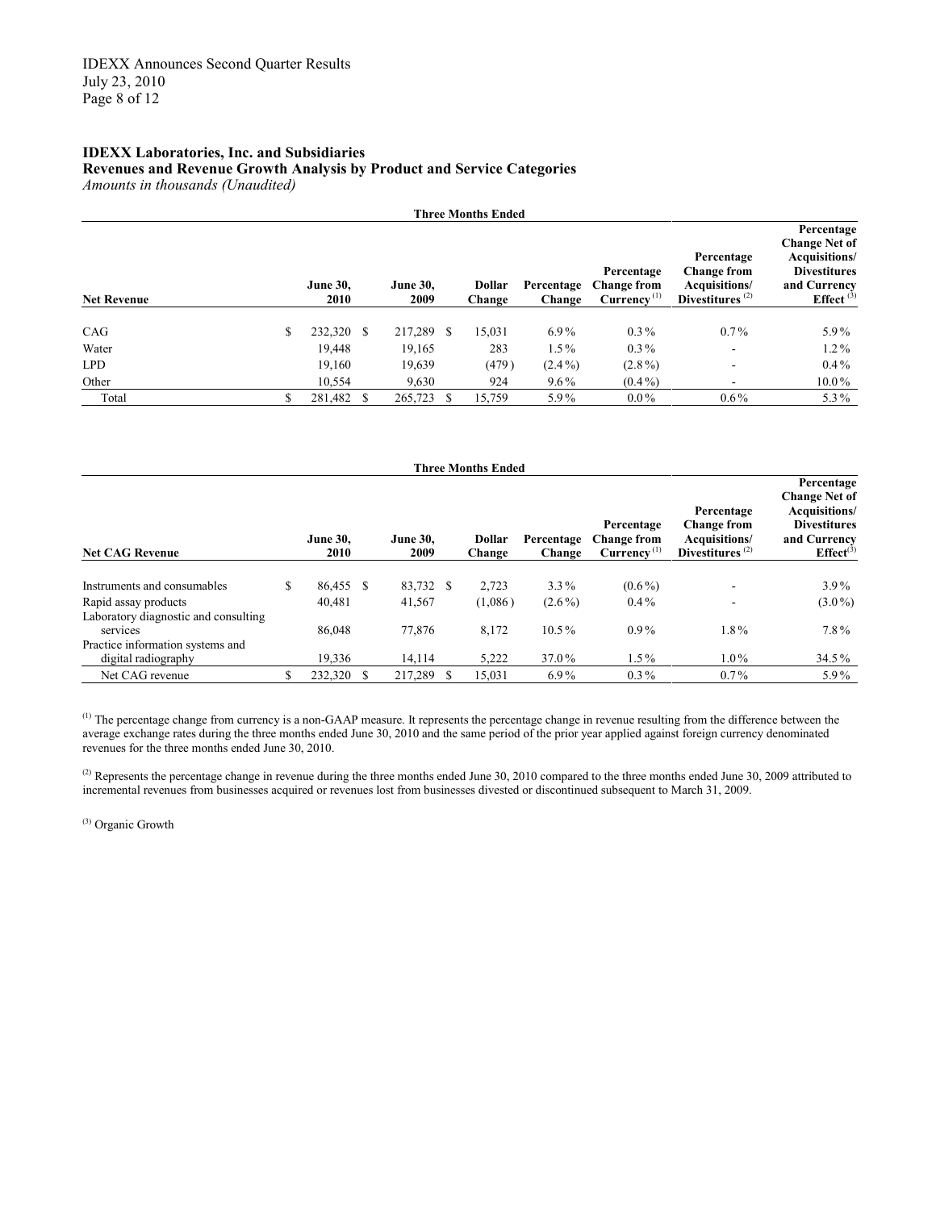**IDEXX Laboratories, Inc. and Subsidiaries**
**Revenues and Revenue Growth Analysis by Product and Service Categories**
*Amounts in thousands (Unaudited)*

| | Three Months Ended | | | | | | |
|---|---|---|---|---|---|---|---|
| **Net Revenue** | **June 30, 2010** | **June 30, 2009** | **Dollar Change** | **Percentage Change** | **Percentage Change from Currency** [(1)] | **Percentage Change from Acquisitions/ Divestitures** [(2)] | **Percentage Change Net of Acquisitions/ Divestitures and Currency Effect** [(3)] |
| CAG | $ 232,320 | $ 217,289 | $ 15,031 | 6.9% | 0.3% | 0.7% | 5.9% |
| Water | 19,448 | 19,165 | 283 | 1.5% | 0.3% | - | 1.2% |
| LPD | 19,160 | 19,639 | (479) | (2.4%) | (2.8%) | - | 0.4% |
| Other | 10,554 | 9,630 | 924 | 9.6% | (0.4%) | - | 10.0% |
| Total | $ 281,482 | $ 265,723 | $ 15,759 | 5.9% | 0.0% | 0.6% | 5.3% |

| | Three Months Ended | | | | | | |
|---|---|---|---|---|---|---|---|
| **Net CAG Revenue** | **June 30, 2010** | **June 30, 2009** | **Dollar Change** | **Percentage Change** | **Percentage Change from Currency** [(1)] | **Percentage Change from Acquisitions/ Divestitures** [(2)] | **Percentage Change Net of Acquisitions/ Divestitures and Currency Effect** [(3)] |
| Instruments and consumables | $ 86,455 | $ 83,732 | $ 2,723 | 3.3% | (0.6%) | - | 3.9% |
| Rapid assay products | 40,481 | 41,567 | (1,086) | (2.6%) | 0.4% | - | (3.0%) |
| Laboratory diagnostic and consulting services | 86,048 | 77,876 | 8,172 | 10.5% | 0.9% | 1.8% | 7.8% |
| Practice information systems and digital radiography | 19,336 | 14,114 | 5,222 | 37.0% | 1.5% | 1.0% | 34.5% |
| Net CAG revenue | $ 232,320 | $ 217,289 | $ 15,031 | 6.9% | 0.3% | 0.7% | 5.9% |

[(1)] The percentage change from currency is a non-GAAP measure. It represents the percentage change in revenue resulting from the difference between the average exchange rates during the three months ended June 30, 2010 and the same period of the prior year applied against foreign currency denominated revenues for the three months ended June 30, 2010.

[(2)] Represents the percentage change in revenue during the three months ended June 30, 2010 compared to the three months ended June 30, 2009 attributed to incremental revenues from businesses acquired or revenues lost from businesses divested or discontinued subsequent to March 31, 2009.

[(3)] Organic Growth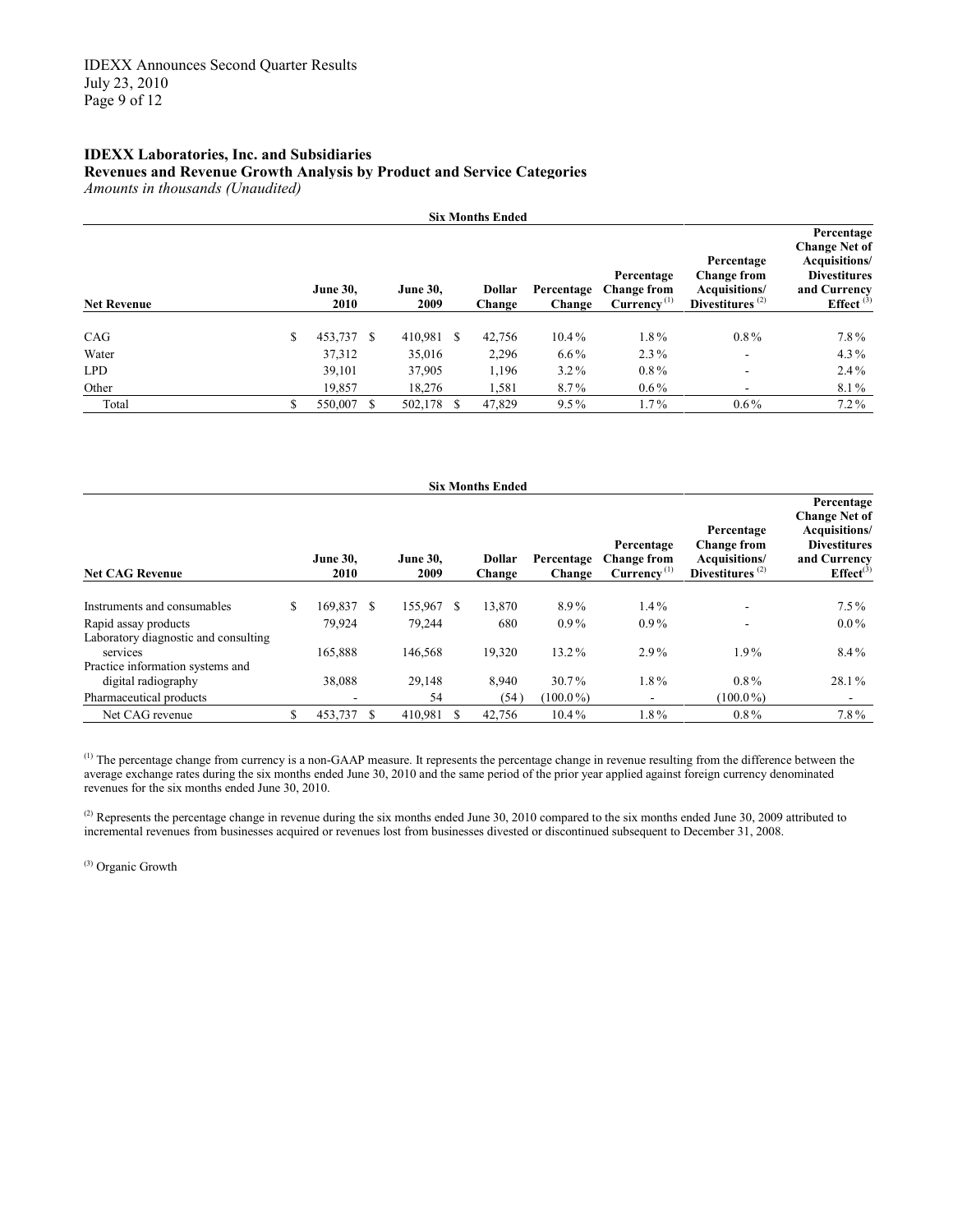**IDEXX Laboratories, Inc. and Subsidiaries**
**Revenues and Revenue Growth Analysis by Product and Service Categories**
*Amounts in thousands (Unaudited)*

| | Six Months Ended | | | | | | |
|---|---|---|---|---|---|---|---|
| **Net Revenue** | **June 30, 2010** | **June 30, 2009** | **Dollar Change** | **Percentage Change** | **Percentage Change from Currency** [(1)] | **Percentage Change from Acquisitions/ Divestitures** [(2)] | **Percentage Change Net of Acquisitions/ Divestitures and Currency Effect** [(3)] |
| CAG | $ 453,737 | $ 410,981 | $ 42,756 | 10.4% | 1.8% | 0.8% | 7.8% |
| Water | 37,312 | 35,016 | 2,296 | 6.6% | 2.3% | - | 4.3% |
| LPD | 39,101 | 37,905 | 1,196 | 3.2% | 0.8% | - | 2.4% |
| Other | 19,857 | 18,276 | 1,581 | 8.7% | 0.6% | - | 8.1% |
| Total | $ 550,007 | $ 502,178 | $ 47,829 | 9.5% | 1.7% | 0.6% | 7.2% |

| | Six Months Ended | | | | | | |
|---|---|---|---|---|---|---|---|
| **Net CAG Revenue** | **June 30, 2010** | **June 30, 2009** | **Dollar Change** | **Percentage Change** | **Percentage Change from Currency** [(1)] | **Percentage Change from Acquisitions/ Divestitures** [(2)] | **Percentage Change Net of Acquisitions/ Divestitures and Currency Effect**[(3)] |
| Instruments and consumables | $ 169,837 | $ 155,967 | $ 13,870 | 8.9% | 1.4% | - | 7.5% |
| Rapid assay products | 79,924 | 79,244 | 680 | 0.9% | 0.9% | - | 0.0% |
| Laboratory diagnostic and consulting services | 165,888 | 146,568 | 19,320 | 13.2% | 2.9% | 1.9% | 8.4% |
| Practice information systems and digital radiography | 38,088 | 29,148 | 8,940 | 30.7% | 1.8% | 0.8% | 28.1% |
| Pharmaceutical products | - | 54 | (54) | (100.0%) | - | (100.0%) | - |
| Net CAG revenue | $ 453,737 | $ 410,981 | $ 42,756 | 10.4% | 1.8% | 0.8% | 7.8% |

[(1)] The percentage change from currency is a non-GAAP measure. It represents the percentage change in revenue resulting from the difference between the average exchange rates during the six months ended June 30, 2010 and the same period of the prior year applied against foreign currency denominated revenues for the six months ended June 30, 2010.

[(2)] Represents the percentage change in revenue during the six months ended June 30, 2010 compared to the six months ended June 30, 2009 attributed to incremental revenues from businesses acquired or revenues lost from businesses divested or discontinued subsequent to December 31, 2008.

[(3)] Organic Growth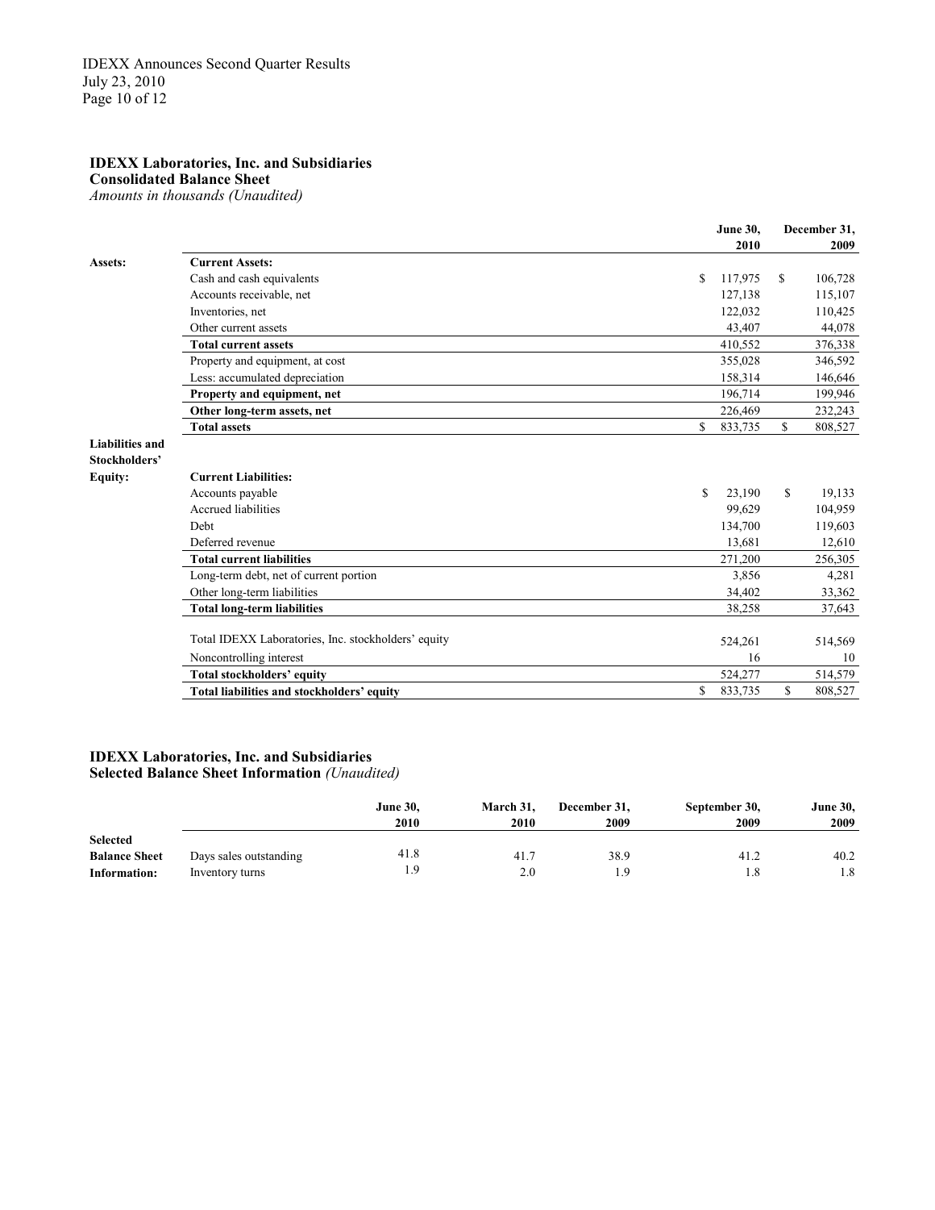**IDEXX Laboratories, Inc. and Subsidiaries**
**Consolidated Balance Sheet**
*Amounts in thousands (Unaudited)*

| | | June 30, 2010 | December 31, 2009 |
|---|---|---|---|
| **Assets:** | **Current Assets:** | | |
| | Cash and cash equivalents | $ 117,975 | $ 106,728 |
| | Accounts receivable, net | 127,138 | 115,107 |
| | Inventories, net | 122,032 | 110,425 |
| | Other current assets | 43,407 | 44,078 |
| | **Total current assets** | 410,552 | 376,338 |
| | Property and equipment, at cost | 355,028 | 346,592 |
| | Less: accumulated depreciation | 158,314 | 146,646 |
| | **Property and equipment, net** | 196,714 | 199,946 |
| | **Other long-term assets, net** | 226,469 | 232,243 |
| | **Total assets** | $ 833,735 | $ 808,527 |
| **Liabilities and Stockholders' Equity:** | **Current Liabilities:** | | |
| | Accounts payable | $ 23,190 | $ 19,133 |
| | Accrued liabilities | 99,629 | 104,959 |
| | Debt | 134,700 | 119,603 |
| | Deferred revenue | 13,681 | 12,610 |
| | **Total current liabilities** | 271,200 | 256,305 |
| | Long-term debt, net of current portion | 3,856 | 4,281 |
| | Other long-term liabilities | 34,402 | 33,362 |
| | **Total long-term liabilities** | 38,258 | 37,643 |
| | Total IDEXX Laboratories, Inc. stockholders' equity | 524,261 | 514,569 |
| | Noncontrolling interest | 16 | 10 |
| | **Total stockholders' equity** | 524,277 | 514,579 |
| | **Total liabilities and stockholders' equity** | $ 833,735 | $ 808,527 |

**IDEXX Laboratories, Inc. and Subsidiaries**
**Selected Balance Sheet Information** *(Unaudited)*

| | | June 30, 2010 | March 31, 2010 | December 31, 2009 | September 30, 2009 | June 30, 2009 |
|---|---|---|---|---|---|---|
| **Selected Balance Sheet Information:** | Days sales outstanding | 41.8 | 41.7 | 38.9 | 41.2 | 40.2 |
| | Inventory turns | 1.9 | 2.0 | 1.9 | 1.8 | 1.8 |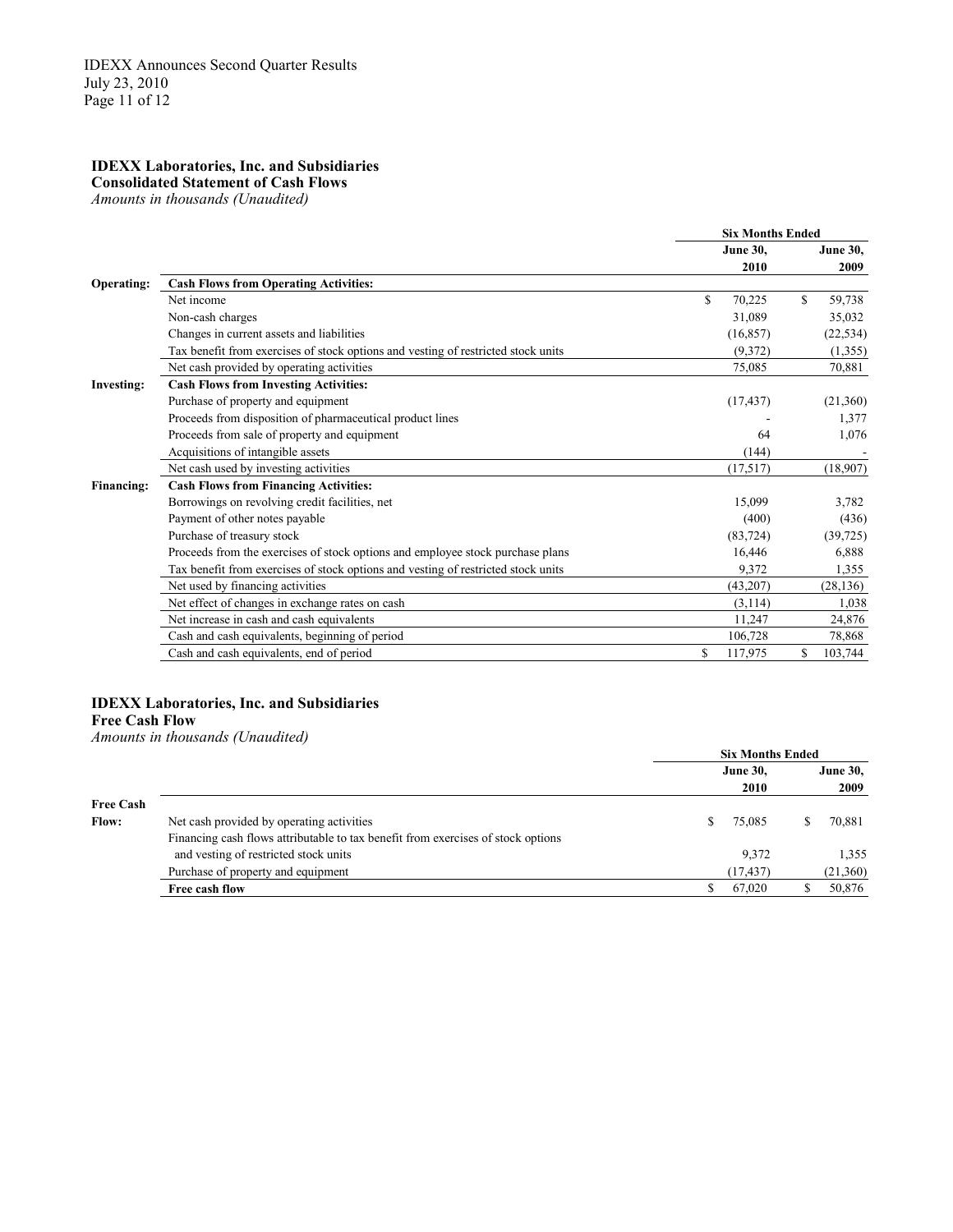**IDEXX Laboratories, Inc. and Subsidiaries**
**Consolidated Statement of Cash Flows**
*Amounts in thousands (Unaudited)*

| | | Six Months Ended | |
|---|---|---|---|
| | | June 30, 2010 | June 30, 2009 |
| **Operating:** | **Cash Flows from Operating Activities:** | | |
| | Net income | $ 70,225 | $ 59,738 |
| | Non-cash charges | 31,089 | 35,032 |
| | Changes in current assets and liabilities | (16,857) | (22,534) |
| | Tax benefit from exercises of stock options and vesting of restricted stock units | (9,372) | (1,355) |
| | Net cash provided by operating activities | 75,085 | 70,881 |
| **Investing:** | **Cash Flows from Investing Activities:** | | |
| | Purchase of property and equipment | (17,437) | (21,360) |
| | Proceeds from disposition of pharmaceutical product lines | - | 1,377 |
| | Proceeds from sale of property and equipment | 64 | 1,076 |
| | Acquisitions of intangible assets | (144) | - |
| | Net cash used by investing activities | (17,517) | (18,907) |
| **Financing:** | **Cash Flows from Financing Activities:** | | |
| | Borrowings on revolving credit facilities, net | 15,099 | 3,782 |
| | Payment of other notes payable | (400) | (436) |
| | Purchase of treasury stock | (83,724) | (39,725) |
| | Proceeds from the exercises of stock options and employee stock purchase plans | 16,446 | 6,888 |
| | Tax benefit from exercises of stock options and vesting of restricted stock units | 9,372 | 1,355 |
| | Net used by financing activities | (43,207) | (28,136) |
| | Net effect of changes in exchange rates on cash | (3,114) | 1,038 |
| | Net increase in cash and cash equivalents | 11,247 | 24,876 |
| | Cash and cash equivalents, beginning of period | 106,728 | 78,868 |
| | Cash and cash equivalents, end of period | $ 117,975 | $ 103,744 |

**IDEXX Laboratories, Inc. and Subsidiaries**
**Free Cash Flow**
*Amounts in thousands (Unaudited)*

| | | Six Months Ended | |
|---|---|---|---|
| | | June 30, 2010 | June 30, 2009 |
| **Free Cash Flow:** | Net cash provided by operating activities | $ 75,085 | $ 70,881 |
| | Financing cash flows attributable to tax benefit from exercises of stock options and vesting of restricted stock units | 9,372 | 1,355 |
| | Purchase of property and equipment | (17,437) | (21,360) |
| | **Free cash flow** | $ 67,020 | $ 50,876 |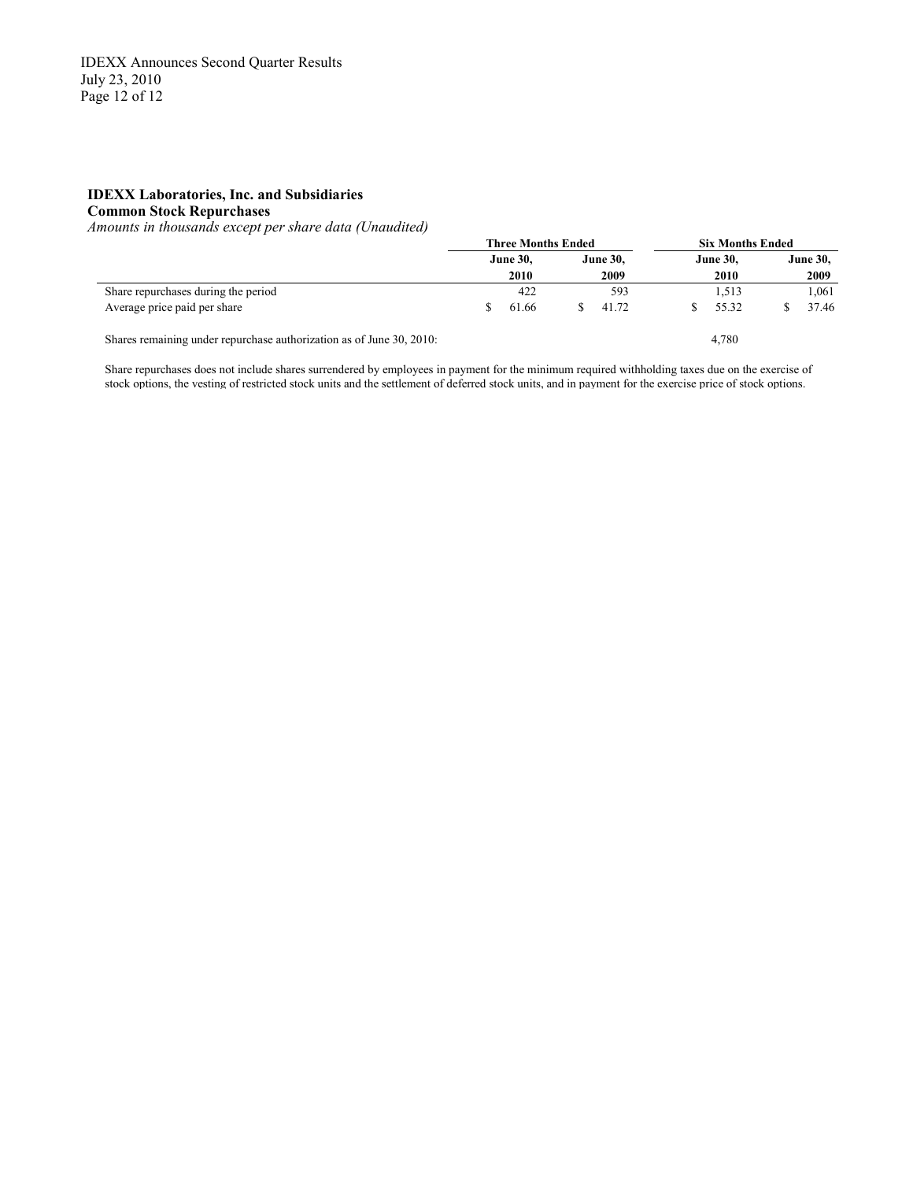**IDEXX Laboratories, Inc. and Subsidiaries**
**Common Stock Repurchases**
*Amounts in thousands except per share data (Unaudited)*

| | Three Months Ended | | Six Months Ended | |
|---|---|---|---|---|
| | June 30, 2010 | June 30, 2009 | June 30, 2010 | June 30, 2009 |
| Share repurchases during the period | 422 | 593 | 1,513 | 1,061 |
| Average price paid per share | $ 61.66 | $ 41.72 | $ 55.32 | $ 37.46 |
| | | | | |
| Shares remaining under repurchase authorization as of June 30, 2010: | | | 4,780 | |

Share repurchases does not include shares surrendered by employees in payment for the minimum required withholding taxes due on the exercise of stock options, the vesting of restricted stock units and the settlement of deferred stock units, and in payment for the exercise price of stock options.